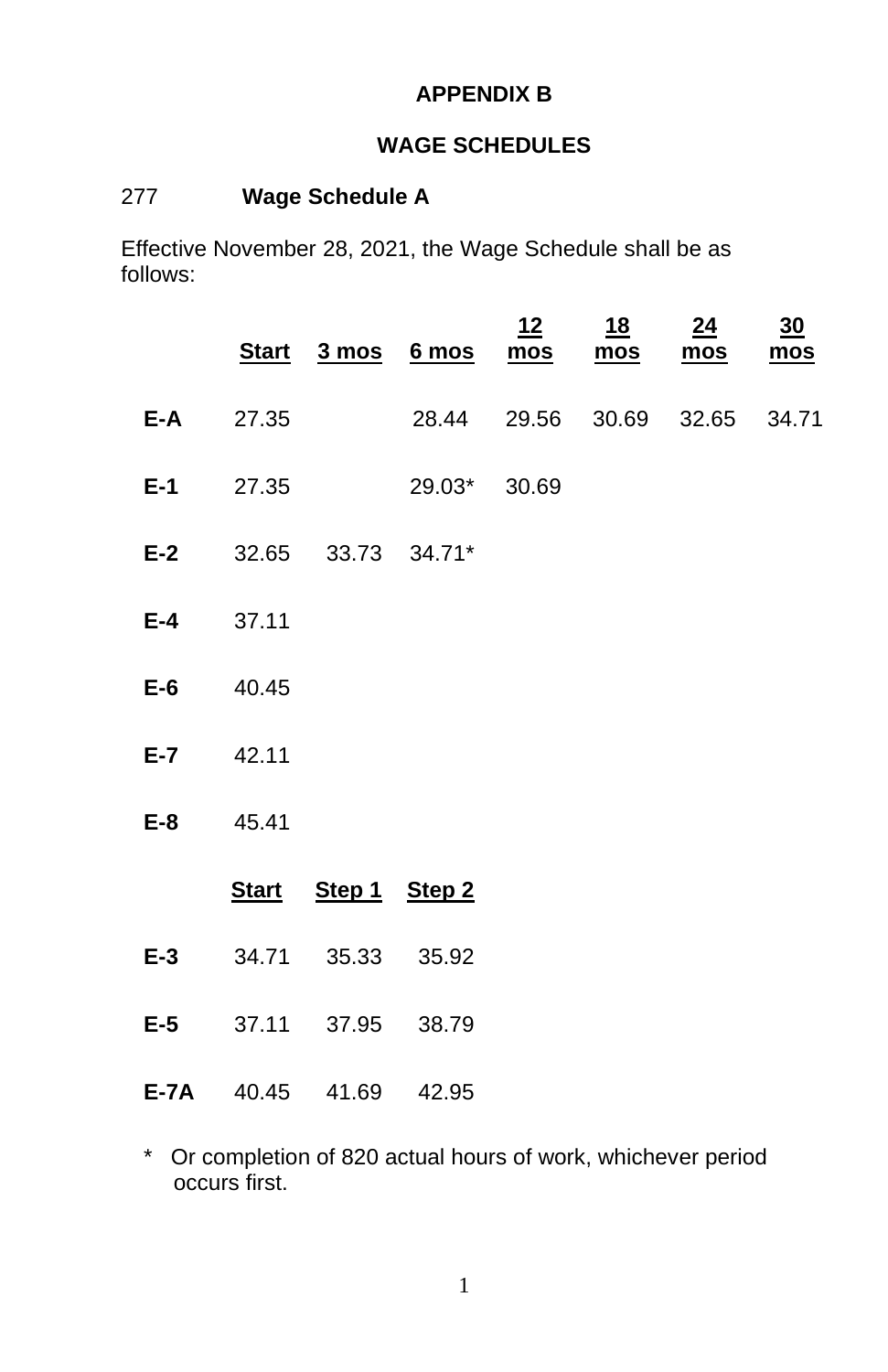# APPENDIX B

## WAGE SCHEDULES

277 **Wage Schedule A**

Effective November 28, 2021, the Wage Schedule shall be as follows:

| | Start | 3 mos | 6 mos | 12 mos | 18 mos | 24 mos | 30 mos |
|---|---|---|---|---|---|---|---|
| **E-A** | 27.35 | | 28.44 | 29.56 | 30.69 | 32.65 | 34.71 |
| **E-1** | 27.35 | | 29.03* | 30.69 | | | |
| **E-2** | 32.65 | 33.73 | 34.71* | | | | |
| **E-4** | 37.11 | | | | | | |
| **E-6** | 40.45 | | | | | | |
| **E-7** | 42.11 | | | | | | |
| **E-8** | 45.41 | | | | | | |

| | Start | Step 1 | Step 2 |
|---|---|---|---|
| **E-3** | 34.71 | 35.33 | 35.92 |
| **E-5** | 37.11 | 37.95 | 38.79 |
| **E-7A** | 40.45 | 41.69 | 42.95 |

\* Or completion of 820 actual hours of work, whichever period occurs first.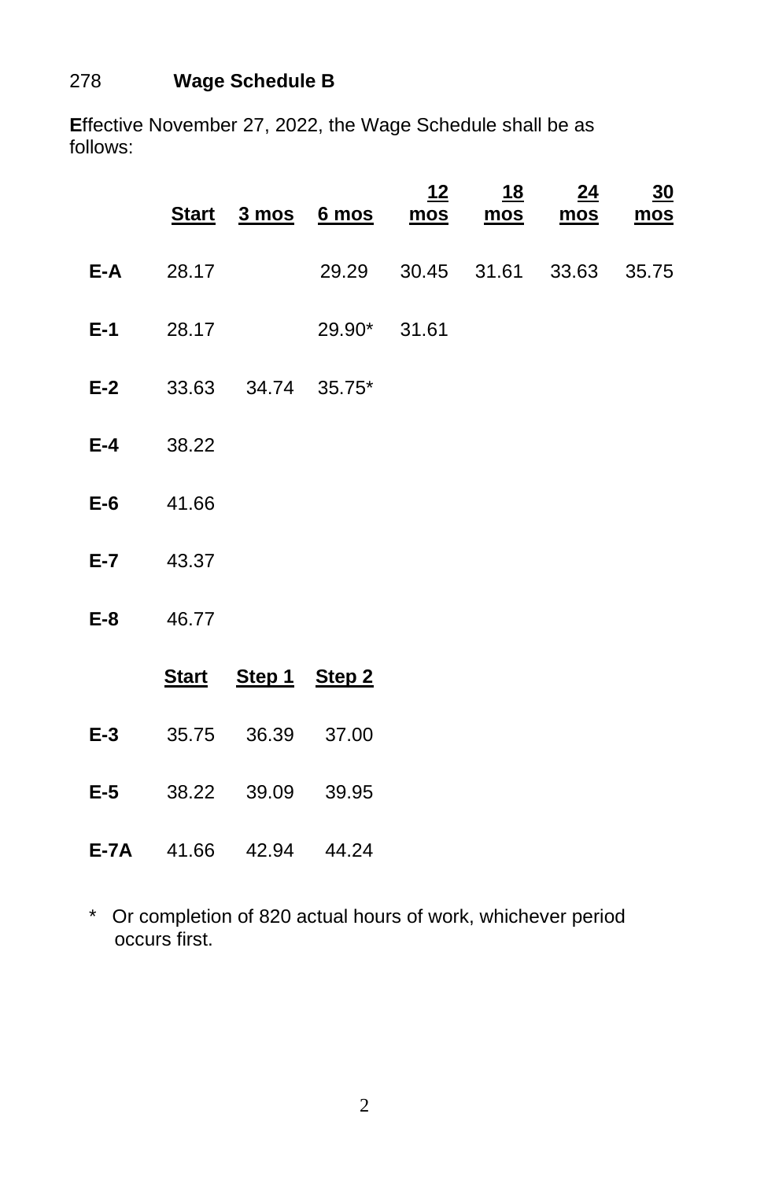278 **Wage Schedule B**

**E**ffective November 27, 2022, the Wage Schedule shall be as follows:

| | Start | 3 mos | 6 mos | 12 mos | 18 mos | 24 mos | 30 mos |
|---|---|---|---|---|---|---|---|
| **E-A** | 28.17 | | 29.29 | 30.45 | 31.61 | 33.63 | 35.75 |
| **E-1** | 28.17 | | 29.90* | 31.61 | | | |
| **E-2** | 33.63 | 34.74 | 35.75* | | | | |
| **E-4** | 38.22 | | | | | | |
| **E-6** | 41.66 | | | | | | |
| **E-7** | 43.37 | | | | | | |
| **E-8** | 46.77 | | | | | | |

| | Start | Step 1 | Step 2 |
|---|---|---|---|
| **E-3** | 35.75 | 36.39 | 37.00 |
| **E-5** | 38.22 | 39.09 | 39.95 |
| **E-7A** | 41.66 | 42.94 | 44.24 |

\* Or completion of 820 actual hours of work, whichever period occurs first.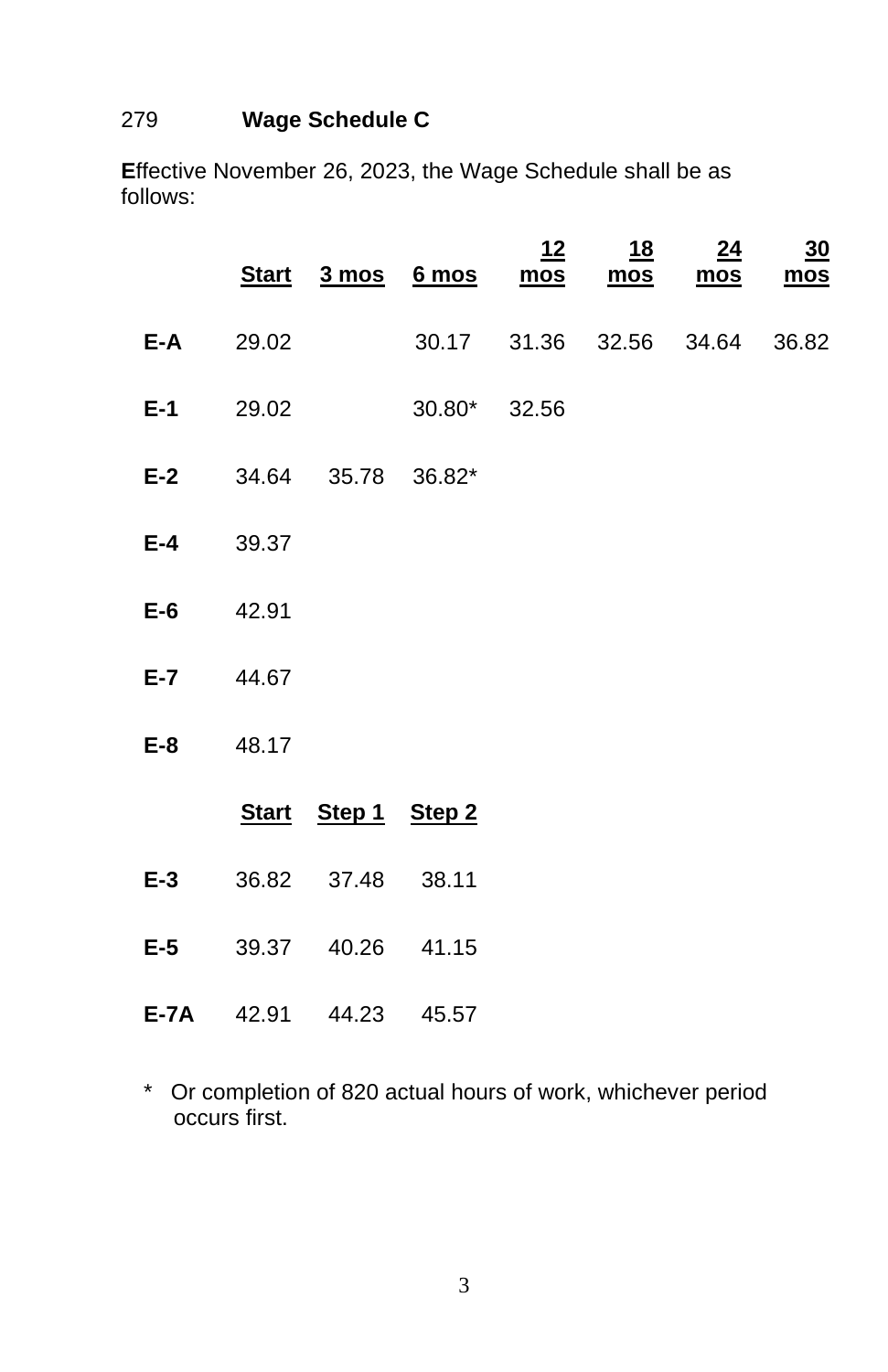279 **Wage Schedule C**

Effective November 26, 2023, the Wage Schedule shall be as follows:

| | Start | 3 mos | 6 mos | 12 mos | 18 mos | 24 mos | 30 mos |
|---|---|---|---|---|---|---|---|
| **E-A** | 29.02 | | 30.17 | 31.36 | 32.56 | 34.64 | 36.82 |
| **E-1** | 29.02 | | 30.80* | 32.56 | | | |
| **E-2** | 34.64 | 35.78 | 36.82* | | | | |
| **E-4** | 39.37 | | | | | | |
| **E-6** | 42.91 | | | | | | |
| **E-7** | 44.67 | | | | | | |
| **E-8** | 48.17 | | | | | | |

| | Start | Step 1 | Step 2 |
|---|---|---|---|
| **E-3** | 36.82 | 37.48 | 38.11 |
| **E-5** | 39.37 | 40.26 | 41.15 |
| **E-7A** | 42.91 | 44.23 | 45.57 |

* Or completion of 820 actual hours of work, whichever period occurs first.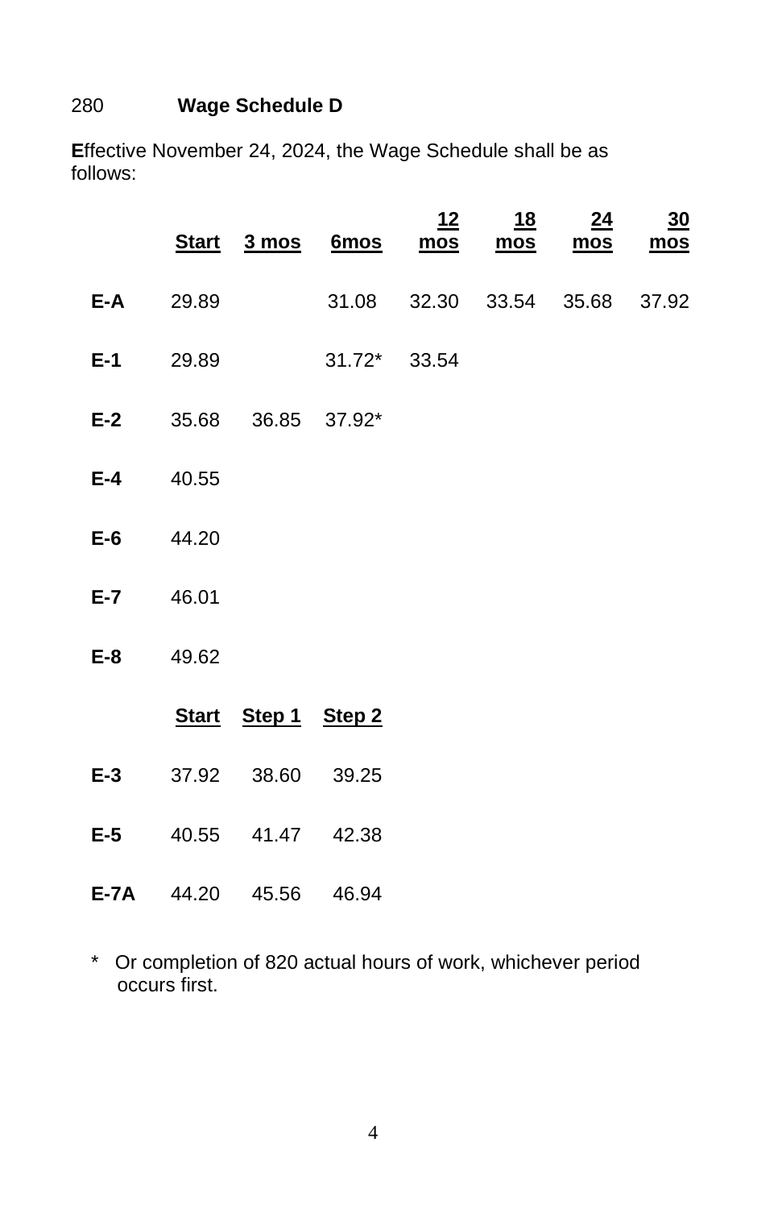280 **Wage Schedule D**

**E**ffective November 24, 2024, the Wage Schedule shall be as follows:

| | Start | 3 mos | 6mos | 12 mos | 18 mos | 24 mos | 30 mos |
|---|---|---|---|---|---|---|---|
| **E-A** | 29.89 | | 31.08 | 32.30 | 33.54 | 35.68 | 37.92 |
| **E-1** | 29.89 | | 31.72* | 33.54 | | | |
| **E-2** | 35.68 | 36.85 | 37.92* | | | | |
| **E-4** | 40.55 | | | | | | |
| **E-6** | 44.20 | | | | | | |
| **E-7** | 46.01 | | | | | | |
| **E-8** | 49.62 | | | | | | |

| | Start | Step 1 | Step 2 |
|---|---|---|---|
| **E-3** | 37.92 | 38.60 | 39.25 |
| **E-5** | 40.55 | 41.47 | 42.38 |
| **E-7A** | 44.20 | 45.56 | 46.94 |

\* Or completion of 820 actual hours of work, whichever period occurs first.